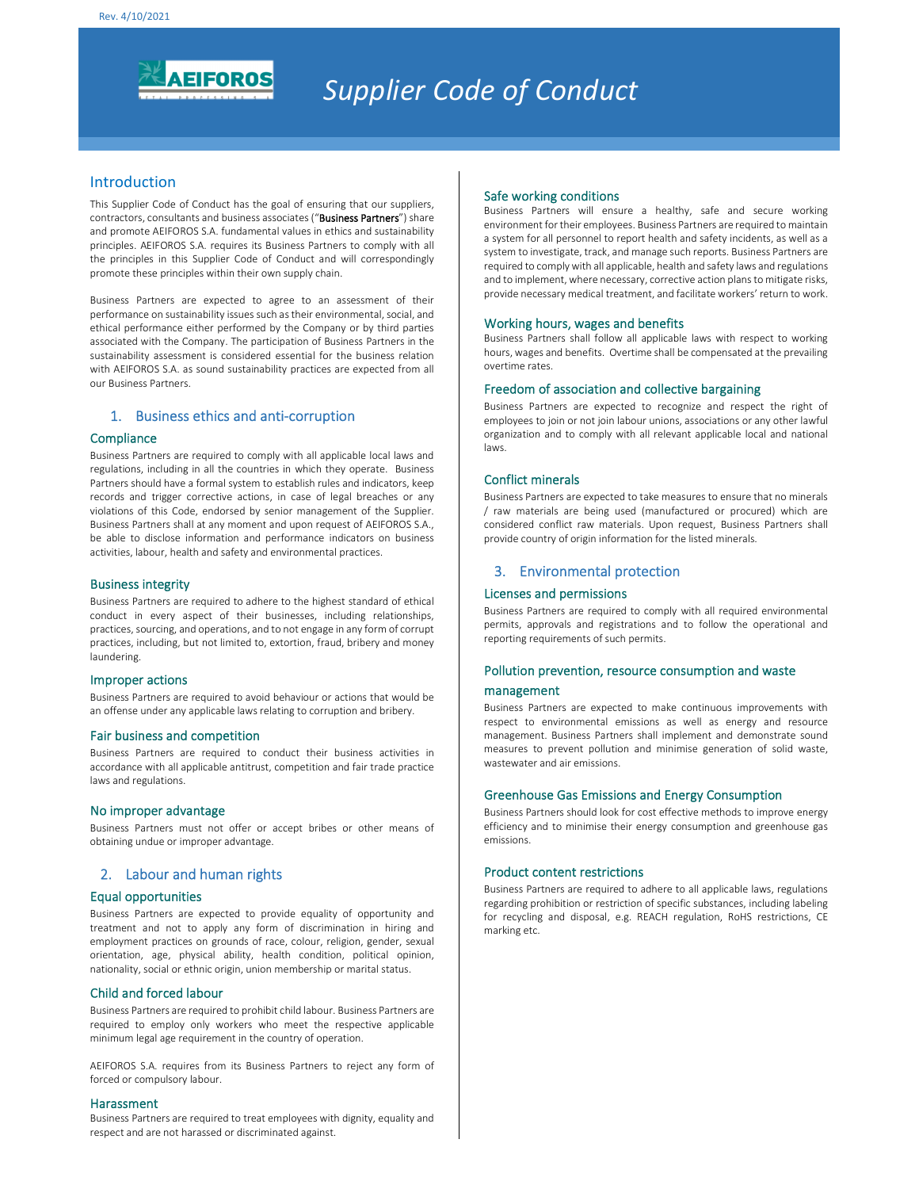Rev. 4/10/2021

# Supplier Code of Conduct

## Introduction

This Supplier Code of Conduct has the goal of ensuring that our suppliers, contractors, consultants and business associates ("**Business Partners**") share and promote AEIFOROS S.A. fundamental values in ethics and sustainability principles. AEIFOROS S.A. requires its Business Partners to comply with all the principles in this Supplier Code of Conduct and will correspondingly promote these principles within their own supply chain.

Business Partners are expected to agree to an assessment of their performance on sustainability issues such as their environmental, social, and ethical performance either performed by the Company or by third parties associated with the Company. The participation of Business Partners in the sustainability assessment is considered essential for the business relation with AEIFOROS S.A. as sound sustainability practices are expected from all our Business Partners.

## 1. Business ethics and anti-corruption

### Compliance

Business Partners are required to comply with all applicable local laws and regulations, including in all the countries in which they operate. Business Partners should have a formal system to establish rules and indicators, keep records and trigger corrective actions, in case of legal breaches or any violations of this Code, endorsed by senior management of the Supplier. Business Partners shall at any moment and upon request of AEIFOROS S.A., be able to disclose information and performance indicators on business activities, labour, health and safety and environmental practices.

### Business integrity

Business Partners are required to adhere to the highest standard of ethical conduct in every aspect of their businesses, including relationships, practices, sourcing, and operations, and to not engage in any form of corrupt practices, including, but not limited to, extortion, fraud, bribery and money laundering.

### Improper actions

Business Partners are required to avoid behaviour or actions that would be an offense under any applicable laws relating to corruption and bribery.

### Fair business and competition

Business Partners are required to conduct their business activities in accordance with all applicable antitrust, competition and fair trade practice laws and regulations.

### No improper advantage

Business Partners must not offer or accept bribes or other means of obtaining undue or improper advantage.

## 2. Labour and human rights

### Equal opportunities

Business Partners are expected to provide equality of opportunity and treatment and not to apply any form of discrimination in hiring and employment practices on grounds of race, colour, religion, gender, sexual orientation, age, physical ability, health condition, political opinion, nationality, social or ethnic origin, union membership or marital status.

### Child and forced labour

Business Partners are required to prohibit child labour. Business Partners are required to employ only workers who meet the respective applicable minimum legal age requirement in the country of operation.

AEIFOROS S.A. requires from its Business Partners to reject any form of forced or compulsory labour.

### Harassment

Business Partners are required to treat employees with dignity, equality and respect and are not harassed or discriminated against.

### Safe working conditions

Business Partners will ensure a healthy, safe and secure working environment for their employees. Business Partners are required to maintain a system for all personnel to report health and safety incidents, as well as a system to investigate, track, and manage such reports. Business Partners are required to comply with all applicable, health and safety laws and regulations and to implement, where necessary, corrective action plans to mitigate risks, provide necessary medical treatment, and facilitate workers' return to work.

### Working hours, wages and benefits

Business Partners shall follow all applicable laws with respect to working hours, wages and benefits. Overtime shall be compensated at the prevailing overtime rates.

### Freedom of association and collective bargaining

Business Partners are expected to recognize and respect the right of employees to join or not join labour unions, associations or any other lawful organization and to comply with all relevant applicable local and national laws.

### Conflict minerals

Business Partners are expected to take measures to ensure that no minerals / raw materials are being used (manufactured or procured) which are considered conflict raw materials. Upon request, Business Partners shall provide country of origin information for the listed minerals.

## 3. Environmental protection

### Licenses and permissions

Business Partners are required to comply with all required environmental permits, approvals and registrations and to follow the operational and reporting requirements of such permits.

### Pollution prevention, resource consumption and waste management

Business Partners are expected to make continuous improvements with respect to environmental emissions as well as energy and resource management. Business Partners shall implement and demonstrate sound measures to prevent pollution and minimise generation of solid waste, wastewater and air emissions.

### Greenhouse Gas Emissions and Energy Consumption

Business Partners should look for cost effective methods to improve energy efficiency and to minimise their energy consumption and greenhouse gas emissions.

### Product content restrictions

Business Partners are required to adhere to all applicable laws, regulations regarding prohibition or restriction of specific substances, including labeling for recycling and disposal, e.g. REACH regulation, RoHS restrictions, CE marking etc.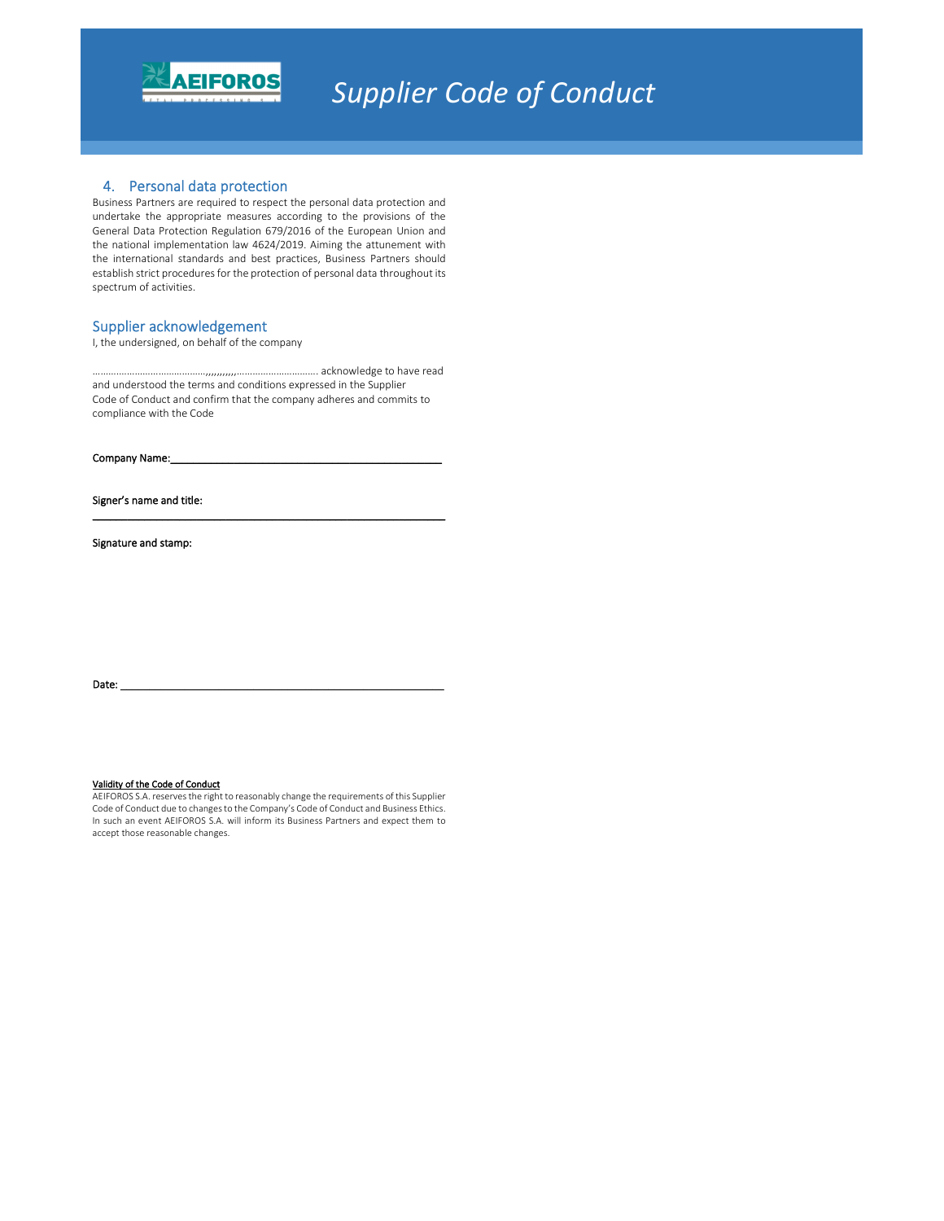## 4. Personal data protection

Business Partners are required to respect the personal data protection and undertake the appropriate measures according to the provisions of the General Data Protection Regulation 679/2016 of the European Union and the national implementation law 4624/2019. Aiming the attunement with the international standards and best practices, Business Partners should establish strict procedures for the protection of personal data throughout its spectrum of activities.

## Supplier acknowledgement

I, the undersigned, on behalf of the company

…………………………………,,,,,,,,,,,………………………. acknowledge to have read and understood the terms and conditions expressed in the Supplier Code of Conduct and confirm that the company adheres and commits to compliance with the Code

**Company Name:**\_\_\_\_\_\_\_\_\_\_\_\_\_\_\_\_\_\_\_\_\_\_\_\_\_\_\_\_\_\_\_\_\_\_\_\_\_\_\_\_\_\_\_\_

**Signer's name and title:**

\_\_\_\_\_\_\_\_\_\_\_\_\_\_\_\_\_\_\_\_\_\_\_\_\_\_\_\_\_\_\_\_\_\_\_\_\_\_\_\_\_\_\_\_\_\_\_\_\_\_\_\_\_\_\_\_\_\_\_\_

**Signature and stamp:**

**Date:** \_\_\_\_\_\_\_\_\_\_\_\_\_\_\_\_\_\_\_\_\_\_\_\_\_\_\_\_\_\_\_\_\_\_\_\_\_\_\_\_\_\_\_\_\_\_\_\_\_\_\_\_\_\_\_\_

**Validity of the Code of Conduct**

AEIFOROS S.A. reserves the right to reasonably change the requirements of this Supplier Code of Conduct due to changes to the Company's Code of Conduct and Business Ethics. In such an event AEIFOROS S.A. will inform its Business Partners and expect them to accept those reasonable changes.